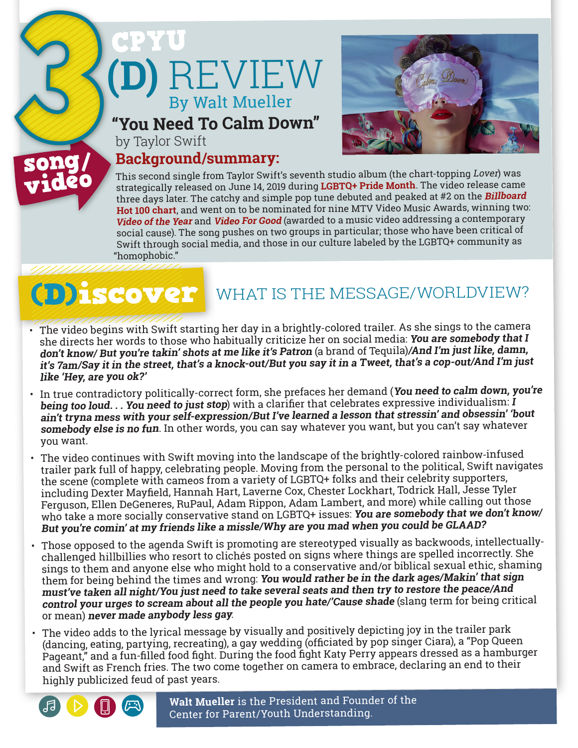# 3 song/video

# CPYU (D) REVIEW

## By Walt Mueller

### "You Need To Calm Down" by Taylor Swift

### Background/summary:

This second single from Taylor Swift's seventh studio album (the chart-topping *Lover*) was strategically released on June 14, 2019 during **LGBTQ+ Pride Month**. The video release came three days later. The catchy and simple pop tune debuted and peaked at #2 on the ***Billboard* Hot 100 chart**, and went on to be nominated for nine MTV Video Music Awards, winning two: ***Video of the Year*** and ***Video For Good*** (awarded to a music video addressing a contemporary social cause). The song pushes on two groups in particular; those who have been critical of Swift through social media, and those in our culture labeled by the LGBTQ+ community as "homophobic."

## (D)iscover — WHAT IS THE MESSAGE/WORLDVIEW?

- The video begins with Swift starting her day in a brightly-colored trailer. As she sings to the camera she directs her words to those who habitually criticize her on social media: ***You are somebody that I don't know/ But you're takin' shots at me like it's Patron*** (a brand of Tequila)***/And I'm just like, damn, it's 7am/Say it in the street, that's a knock-out/But you say it in a Tweet, that's a cop-out/And I'm just like 'Hey, are you ok?'***
- In true contradictory politically-correct form, she prefaces her demand (***You need to calm down, you're being too loud. . . You need to just stop***) with a clarifier that celebrates expressive individualism: ***I ain't tryna mess with your self-expression/But I've learned a lesson that stressin' and obsessin' 'bout somebody else is no fun***. In other words, you can say whatever you want, but you can't say whatever you want.
- The video continues with Swift moving into the landscape of the brightly-colored rainbow-infused trailer park full of happy, celebrating people. Moving from the personal to the political, Swift navigates the scene (complete with cameos from a variety of LGBTQ+ folks and their celebrity supporters, including Dexter Mayfield, Hannah Hart, Laverne Cox, Chester Lockhart, Todrick Hall, Jesse Tyler Ferguson, Ellen DeGeneres, RuPaul, Adam Rippon, Adam Lambert, and more) while calling out those who take a more socially conservative stand on LGBTQ+ issues: ***You are somebody that we don't know/ But you're comin' at my friends like a missle/Why are you mad when you could be GLAAD?***
- Those opposed to the agenda Swift is promoting are stereotyped visually as backwoods, intellectually-challenged hillbillies who resort to clichés posted on signs where things are spelled incorrectly. She sings to them and anyone else who might hold to a conservative and/or biblical sexual ethic, shaming them for being behind the times and wrong: ***You would rather be in the dark ages/Makin' that sign must've taken all night/You just need to take several seats and then try to restore the peace/And control your urges to scream about all the people you hate/'Cause shade*** (slang term for being critical or mean) ***never made anybody less gay***.
- The video adds to the lyrical message by visually and positively depicting joy in the trailer park (dancing, eating, partying, recreating), a gay wedding (officiated by pop singer Ciara), a "Pop Queen Pageant," and a fun-filled food fight. During the food fight Katy Perry appears dressed as a hamburger and Swift as French fries. The two come together on camera to embrace, declaring an end to their highly publicized feud of past years.

**Walt Mueller** is the President and Founder of the Center for Parent/Youth Understanding.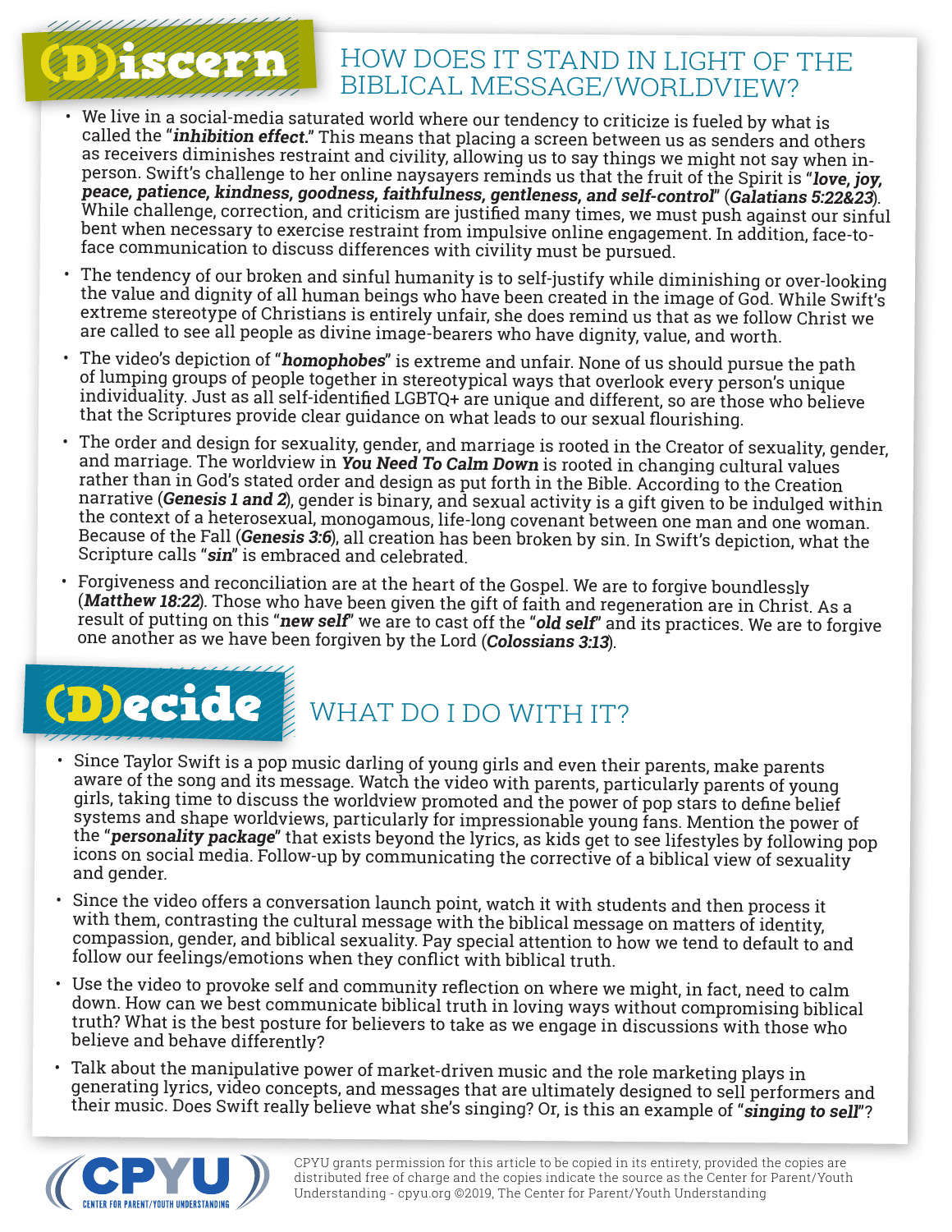## (D)iscern — HOW DOES IT STAND IN LIGHT OF THE BIBLICAL MESSAGE/WORLDVIEW?

- We live in a social-media saturated world where our tendency to criticize is fueled by what is called the "***inhibition effect.***" This means that placing a screen between us as senders and others as receivers diminishes restraint and civility, allowing us to say things we might not say when in-person. Swift's challenge to her online naysayers reminds us that the fruit of the Spirit is "***love, joy, peace, patience, kindness, goodness, faithfulness, gentleness, and self-control***" (***Galatians 5:22&23***). While challenge, correction, and criticism are justified many times, we must push against our sinful bent when necessary to exercise restraint from impulsive online engagement. In addition, face-to-face communication to discuss differences with civility must be pursued.
- The tendency of our broken and sinful humanity is to self-justify while diminishing or over-looking the value and dignity of all human beings who have been created in the image of God. While Swift's extreme stereotype of Christians is entirely unfair, she does remind us that as we follow Christ we are called to see all people as divine image-bearers who have dignity, value, and worth.
- The video's depiction of "***homophobes***" is extreme and unfair. None of us should pursue the path of lumping groups of people together in stereotypical ways that overlook every person's unique individuality. Just as all self-identified LGBTQ+ are unique and different, so are those who believe that the Scriptures provide clear guidance on what leads to our sexual flourishing.
- The order and design for sexuality, gender, and marriage is rooted in the Creator of sexuality, gender, and marriage. The worldview in ***You Need To Calm Down*** is rooted in changing cultural values rather than in God's stated order and design as put forth in the Bible. According to the Creation narrative (***Genesis 1 and 2***), gender is binary, and sexual activity is a gift given to be indulged within the context of a heterosexual, monogamous, life-long covenant between one man and one woman. Because of the Fall (***Genesis 3:6***), all creation has been broken by sin. In Swift's depiction, what the Scripture calls "***sin***" is embraced and celebrated.
- Forgiveness and reconciliation are at the heart of the Gospel. We are to forgive boundlessly (***Matthew 18:22***). Those who have been given the gift of faith and regeneration are in Christ. As a result of putting on this "***new self***" we are to cast off the "***old self***" and its practices. We are to forgive one another as we have been forgiven by the Lord (***Colossians 3:13***).

## (D)ecide — WHAT DO I DO WITH IT?

- Since Taylor Swift is a pop music darling of young girls and even their parents, make parents aware of the song and its message. Watch the video with parents, particularly parents of young girls, taking time to discuss the worldview promoted and the power of pop stars to define belief systems and shape worldviews, particularly for impressionable young fans. Mention the power of the "***personality package***" that exists beyond the lyrics, as kids get to see lifestyles by following pop icons on social media. Follow-up by communicating the corrective of a biblical view of sexuality and gender.
- Since the video offers a conversation launch point, watch it with students and then process it with them, contrasting the cultural message with the biblical message on matters of identity, compassion, gender, and biblical sexuality. Pay special attention to how we tend to default to and follow our feelings/emotions when they conflict with biblical truth.
- Use the video to provoke self and community reflection on where we might, in fact, need to calm down. How can we best communicate biblical truth in loving ways without compromising biblical truth? What is the best posture for believers to take as we engage in discussions with those who believe and behave differently?
- Talk about the manipulative power of market-driven music and the role marketing plays in generating lyrics, video concepts, and messages that are ultimately designed to sell performers and their music. Does Swift really believe what she's singing? Or, is this an example of "***singing to sell***"?

CPYU — CENTER FOR PARENT/YOUTH UNDERSTANDING

CPYU grants permission for this article to be copied in its entirety, provided the copies are distributed free of charge and the copies indicate the source as the Center for Parent/Youth Understanding - cpyu.org ©2019, The Center for Parent/Youth Understanding